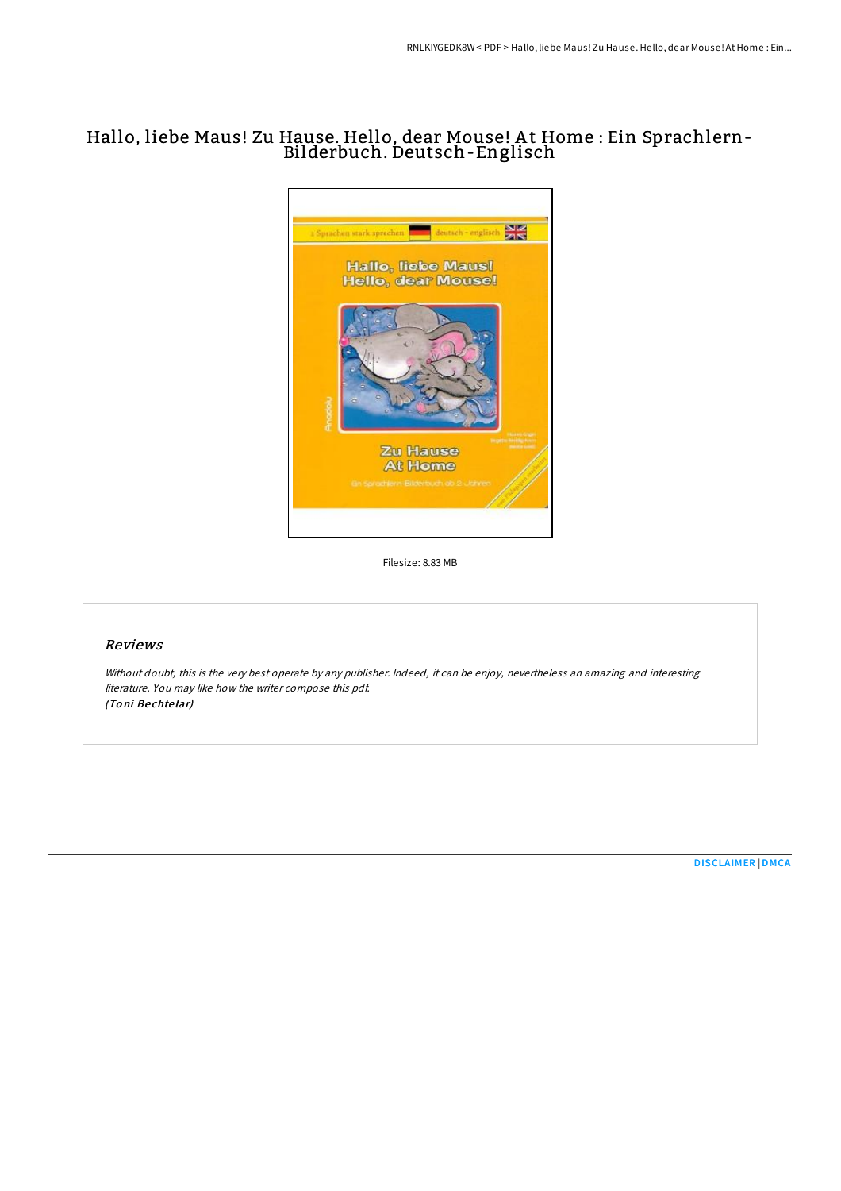# Hallo, liebe Maus! Zu Hause. Hello, dear Mouse! At Home : Ein Sprachlern-Bilderbuch. Deutsch-Englisch

Filesize: 8.83 MB

## Reviews

*Without doubt, this is the very best operate by any publisher. Indeed, it can be enjoy, nevertheless an amazing and interesting literature. You may like how the writer compose this pdf.*
***(Toni Bechtelar)***

[DISCLAIMER](#) | [DMCA](#)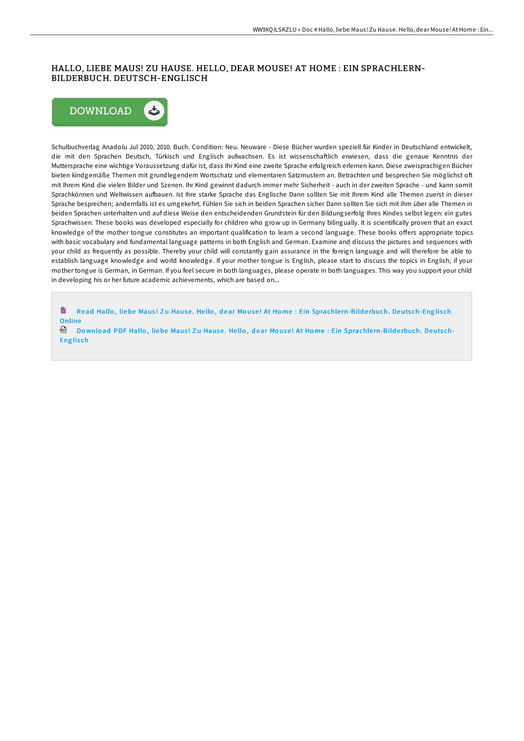# HALLO, LIEBE MAUS! ZU HAUSE. HELLO, DEAR MOUSE! AT HOME : EIN SPRACHLERN-BILDERBUCH. DEUTSCH-ENGLISCH

DOWNLOAD

Schulbuchverlag Anadolu Jul 2010, 2010. Buch. Condition: Neu. Neuware - Diese Bücher wurden speziell für Kinder in Deutschland entwickelt, die mit den Sprachen Deutsch, Türkisch und Englisch aufwachsen. Es ist wissenschaftlich erwiesen, dass die genaue Kenntnis der Muttersprache eine wichtige Voraussetzung dafür ist, dass Ihr Kind eine zweite Sprache erfolgreich erlernen kann. Diese zweisprachigen Bücher bieten kindgemäße Themen mit grundlegendem Wortschatz und elementaren Satzmustern an. Betrachten und besprechen Sie möglichst oft mit Ihrem Kind die vielen Bilder und Szenen. Ihr Kind gewinnt dadurch immer mehr Sicherheit - auch in der zweiten Sprache - und kann somit Sprachkönnen und Weltwissen aufbauen. Ist Ihre starke Sprache das Englische Dann sollten Sie mit Ihrem Kind alle Themen zuerst in dieser Sprache besprechen; andernfalls ist es umgekehrt. Fühlen Sie sich in beiden Sprachen sicher Dann sollten Sie sich mit ihm über alle Themen in beiden Sprachen unterhalten und auf diese Weise den entscheidenden Grundstein für den Bildungserfolg Ihres Kindes selbst legen: ein gutes Sprachwissen. These books was developed especially for children who grow up in Germany bilingually. It is scientifically proven that an exact knowledge of the mother tongue constitutes an important qualification to learn a second language. These books offers appropriate topics with basic vocabulary and fundamental language patterns in both English and German. Examine and discuss the pictures and sequences with your child as frequently as possible. Thereby your child will constantly gain assurance in the foreign language and will therefore be able to establish language knowledge and world knowledge. If your mother tongue is English, please start to discuss the topics in English; if your mother tongue is German, in German. If you feel secure in both languages, please operate in both languages. This way you support your child in developing his or her future academic achievements, which are based on...

Read Hallo, liebe Maus! Zu Hause. Hello, dear Mouse! At Home : Ein Sprachlern-Bilderbuch. Deutsch-Englisch Online

Download PDF Hallo, liebe Maus! Zu Hause. Hello, dear Mouse! At Home : Ein Sprachlern-Bilderbuch. Deutsch-Englisch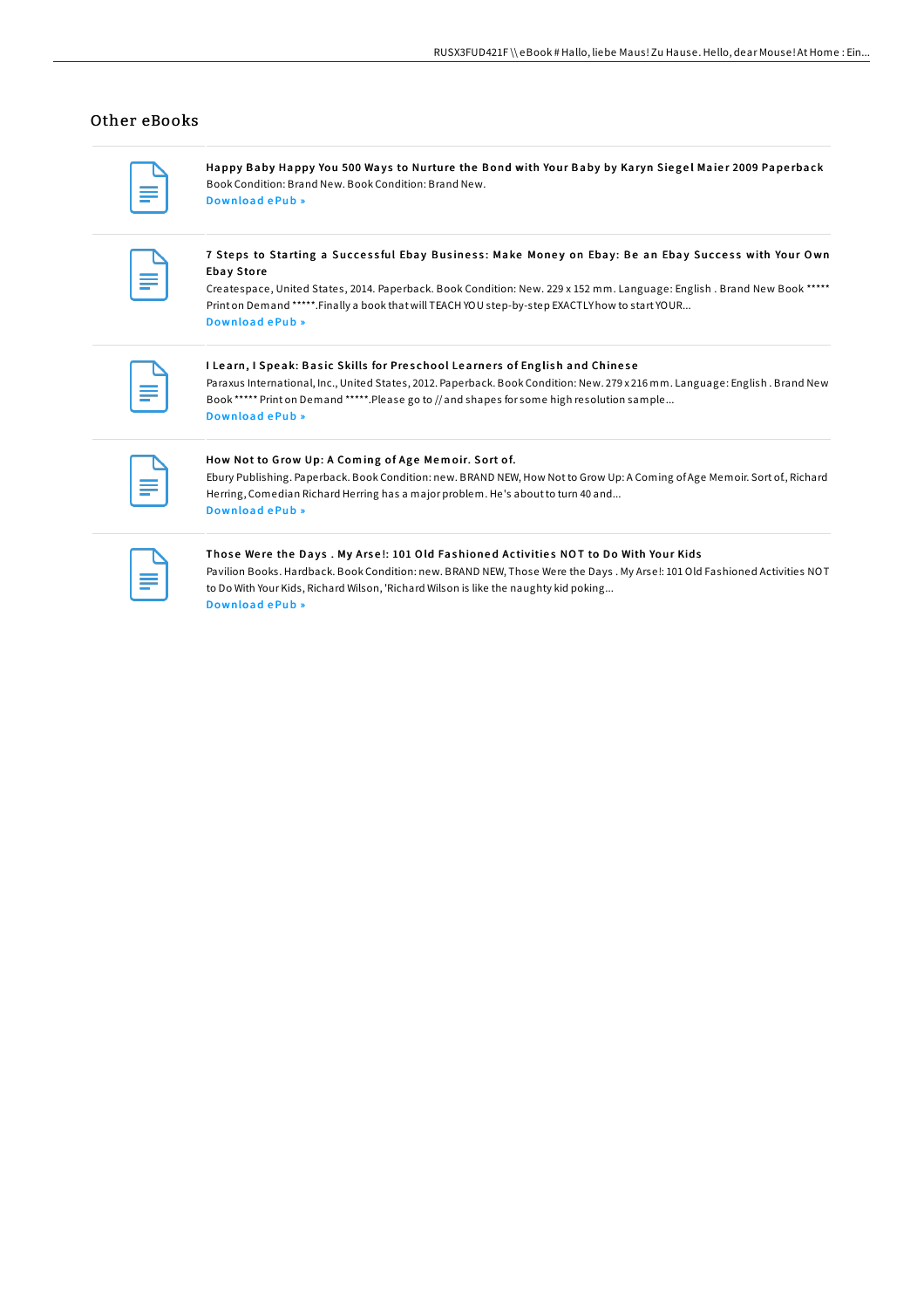## Other eBooks

**Happy Baby Happy You 500 Ways to Nurture the Bond with Your Baby by Karyn Siegel Maier 2009 Paperback**

Book Condition: Brand New. Book Condition: Brand New.

Download ePub »

**7 Steps to Starting a Successful Ebay Business: Make Money on Ebay: Be an Ebay Success with Your Own Ebay Store**

Createspace, United States, 2014. Paperback. Book Condition: New. 229 x 152 mm. Language: English . Brand New Book ***** Print on Demand *****.Finally a book that will TEACH YOU step-by-step EXACTLY how to start YOUR...

Download ePub »

**I Learn, I Speak: Basic Skills for Preschool Learners of English and Chinese**

Paraxus International, Inc., United States, 2012. Paperback. Book Condition: New. 279 x 216 mm. Language: English . Brand New Book ***** Print on Demand *****.Please go to // and shapes for some high resolution sample...

Download ePub »

**How Not to Grow Up: A Coming of Age Memoir. Sort of.**

Ebury Publishing. Paperback. Book Condition: new. BRAND NEW, How Not to Grow Up: A Coming of Age Memoir. Sort of., Richard Herring, Comedian Richard Herring has a major problem. He's about to turn 40 and...

Download ePub »

**Those Were the Days . My Arse!: 101 Old Fashioned Activities NOT to Do With Your Kids**

Pavilion Books. Hardback. Book Condition: new. BRAND NEW, Those Were the Days . My Arse!: 101 Old Fashioned Activities NOT to Do With Your Kids, Richard Wilson, 'Richard Wilson is like the naughty kid poking...

Download ePub »